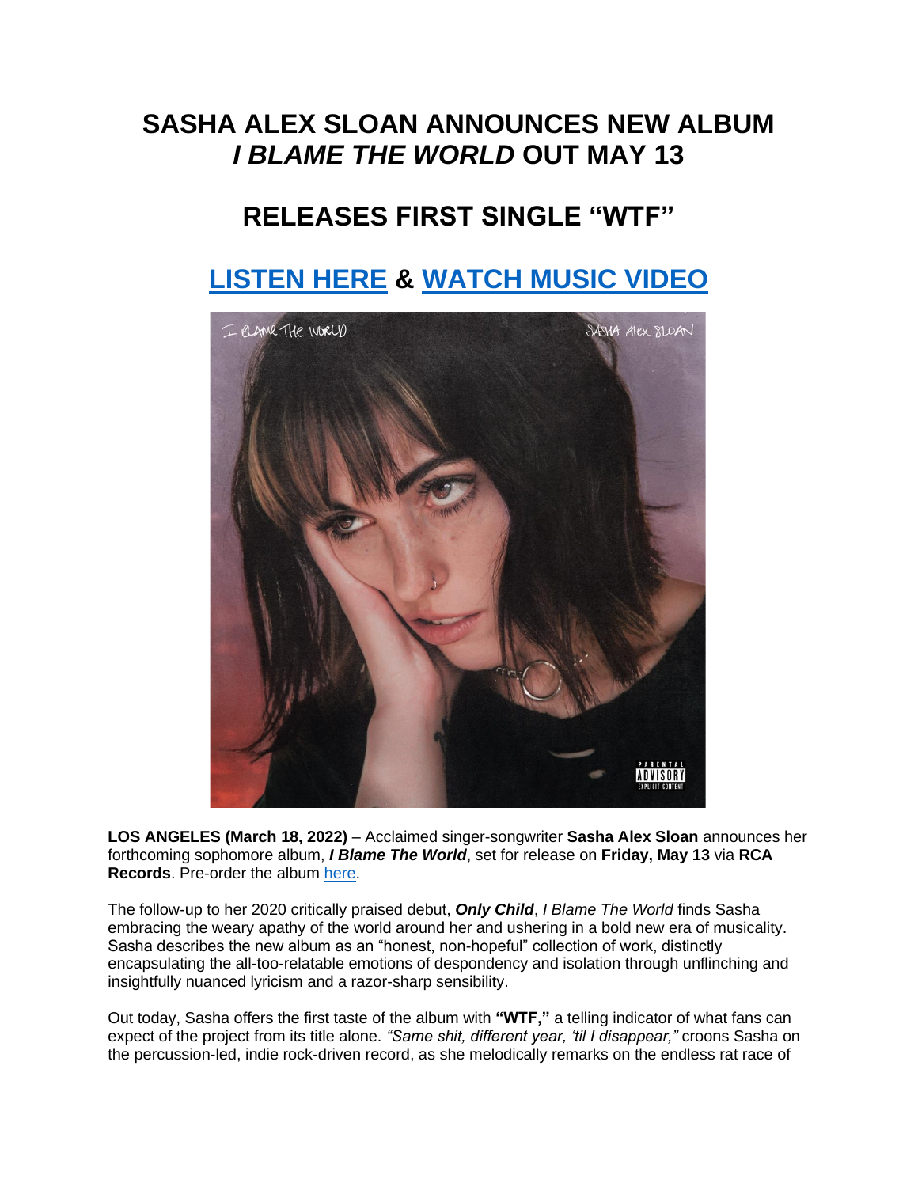# SASHA ALEX SLOAN ANNOUNCES NEW ALBUM *I BLAME THE WORLD* OUT MAY 13

## RELEASES FIRST SINGLE "WTF"

## LISTEN HERE & WATCH MUSIC VIDEO

**LOS ANGELES (March 18, 2022)** – Acclaimed singer-songwriter **Sasha Alex Sloan** announces her forthcoming sophomore album, ***I Blame The World***, set for release on **Friday, May 13** via **RCA Records**. Pre-order the album here.

The follow-up to her 2020 critically praised debut, ***Only Child***, *I Blame The World* finds Sasha embracing the weary apathy of the world around her and ushering in a bold new era of musicality. Sasha describes the new album as an "honest, non-hopeful" collection of work, distinctly encapsulating the all-too-relatable emotions of despondency and isolation through unflinching and insightfully nuanced lyricism and a razor-sharp sensibility.

Out today, Sasha offers the first taste of the album with **"WTF,"** a telling indicator of what fans can expect of the project from its title alone. *"Same shit, different year, 'til I disappear,"* croons Sasha on the percussion-led, indie rock-driven record, as she melodically remarks on the endless rat race of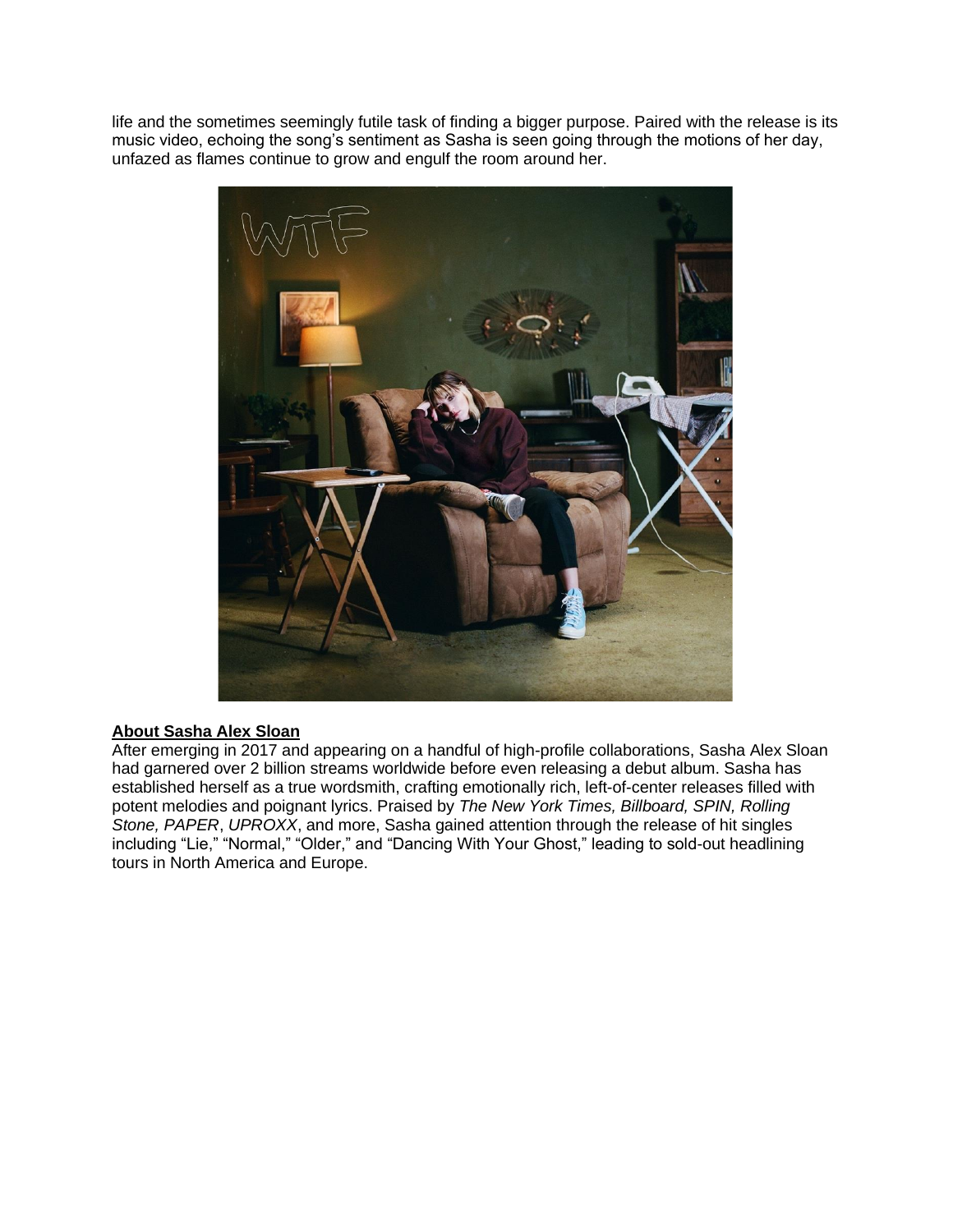life and the sometimes seemingly futile task of finding a bigger purpose. Paired with the release is its music video, echoing the song's sentiment as Sasha is seen going through the motions of her day, unfazed as flames continue to grow and engulf the room around her.

**About Sasha Alex Sloan**

After emerging in 2017 and appearing on a handful of high-profile collaborations, Sasha Alex Sloan had garnered over 2 billion streams worldwide before even releasing a debut album. Sasha has established herself as a true wordsmith, crafting emotionally rich, left-of-center releases filled with potent melodies and poignant lyrics. Praised by *The New York Times, Billboard, SPIN, Rolling Stone, PAPER*, *UPROXX*, and more, Sasha gained attention through the release of hit singles including "Lie," "Normal," "Older," and "Dancing With Your Ghost," leading to sold-out headlining tours in North America and Europe.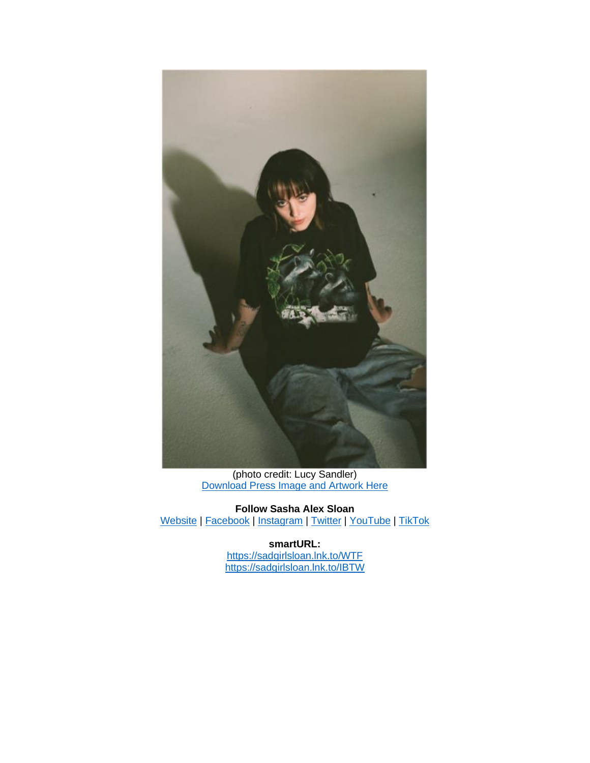(photo credit: Lucy Sandler)
Download Press Image and Artwork Here

**Follow Sasha Alex Sloan**
Website | Facebook | Instagram | Twitter | YouTube | TikTok

**smartURL:**
https://sadgirlsloan.lnk.to/WTF
https://sadgirlsloan.lnk.to/IBTW